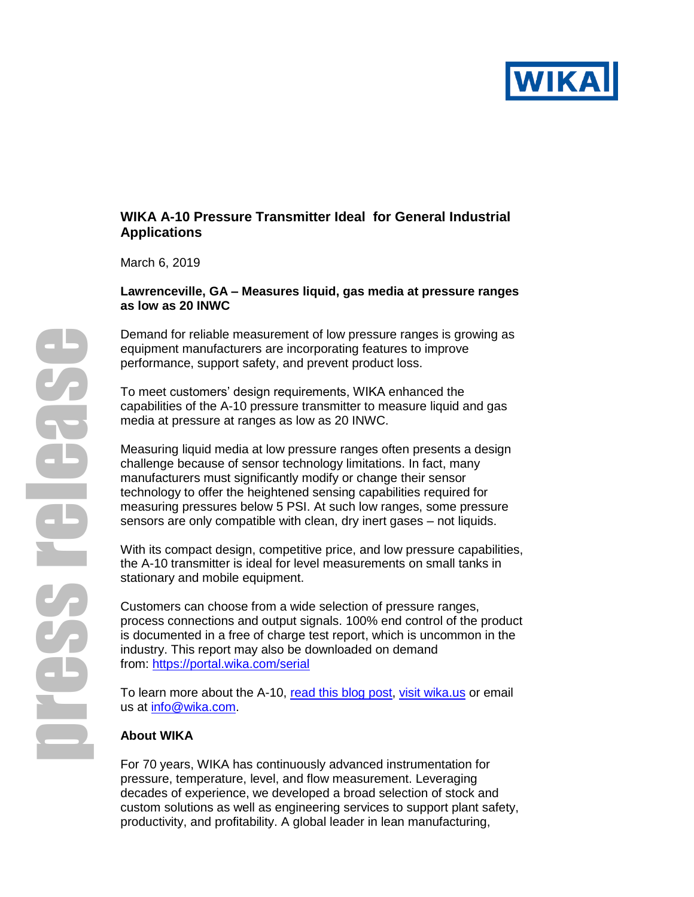# WIKA A-10 Pressure Transmitter Ideal for General Industrial Applications

March 6, 2019

**Lawrenceville, GA – Measures liquid, gas media at pressure ranges as low as 20 INWC**

Demand for reliable measurement of low pressure ranges is growing as equipment manufacturers are incorporating features to improve performance, support safety, and prevent product loss.

To meet customers' design requirements, WIKA enhanced the capabilities of the A-10 pressure transmitter to measure liquid and gas media at pressure at ranges as low as 20 INWC.

Measuring liquid media at low pressure ranges often presents a design challenge because of sensor technology limitations. In fact, many manufacturers must significantly modify or change their sensor technology to offer the heightened sensing capabilities required for measuring pressures below 5 PSI. At such low ranges, some pressure sensors are only compatible with clean, dry inert gases – not liquids.

With its compact design, competitive price, and low pressure capabilities, the A-10 transmitter is ideal for level measurements on small tanks in stationary and mobile equipment.

Customers can choose from a wide selection of pressure ranges, process connections and output signals. 100% end control of the product is documented in a free of charge test report, which is uncommon in the industry. This report may also be downloaded on demand from: https://portal.wika.com/serial

To learn more about the A-10, read this blog post, visit wika.us or email us at info@wika.com.

## About WIKA

For 70 years, WIKA has continuously advanced instrumentation for pressure, temperature, level, and flow measurement. Leveraging decades of experience, we developed a broad selection of stock and custom solutions as well as engineering services to support plant safety, productivity, and profitability. A global leader in lean manufacturing,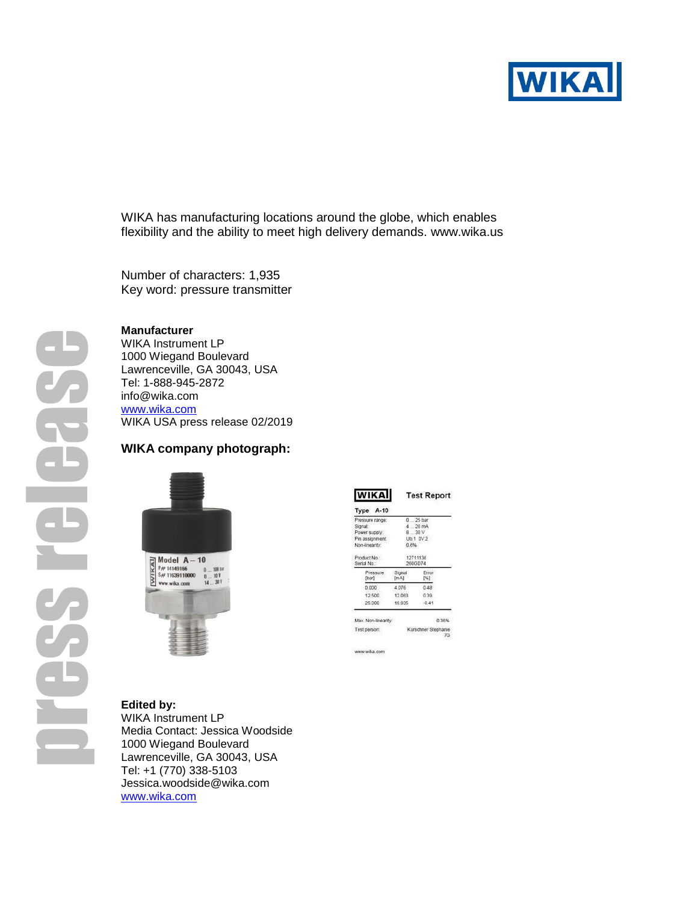WIKA has manufacturing locations around the globe, which enables flexibility and the ability to meet high delivery demands. www.wika.us

Number of characters: 1,935
Key word: pressure transmitter

**Manufacturer**
WIKA Instrument LP
1000 Wiegand Boulevard
Lawrenceville, GA 30043, USA
Tel: 1-888-945-2872
info@wika.com
[www.wika.com](http://www.wika.com)
WIKA USA press release 02/2019

**WIKA company photograph:**

**Edited by:**
WIKA Instrument LP
Media Contact: Jessica Woodside
1000 Wiegand Boulevard
Lawrenceville, GA 30043, USA
Tel: +1 (770) 338-5103
Jessica.woodside@wika.com
[www.wika.com](http://www.wika.com)